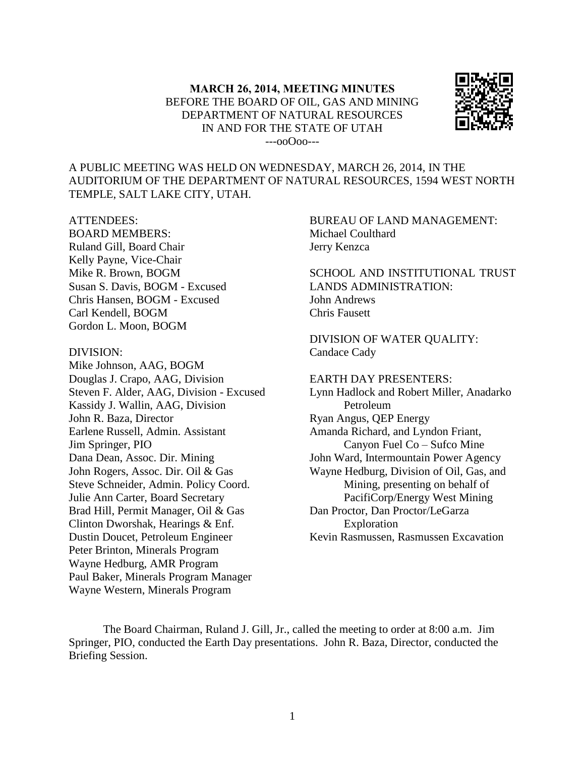**MARCH 26, 2014, MEETING MINUTES**
BEFORE THE BOARD OF OIL, GAS AND MINING
DEPARTMENT OF NATURAL RESOURCES
IN AND FOR THE STATE OF UTAH
---ooOoo---

A PUBLIC MEETING WAS HELD ON WEDNESDAY, MARCH 26, 2014, IN THE AUDITORIUM OF THE DEPARTMENT OF NATURAL RESOURCES, 1594 WEST NORTH TEMPLE, SALT LAKE CITY, UTAH.

ATTENDEES:

BOARD MEMBERS:
Ruland Gill, Board Chair
Kelly Payne, Vice-Chair
Mike R. Brown, BOGM
Susan S. Davis, BOGM - Excused
Chris Hansen, BOGM - Excused
Carl Kendell, BOGM
Gordon L. Moon, BOGM

DIVISION:
Mike Johnson, AAG, BOGM
Douglas J. Crapo, AAG, Division
Steven F. Alder, AAG, Division - Excused
Kassidy J. Wallin, AAG, Division
John R. Baza, Director
Earlene Russell, Admin. Assistant
Jim Springer, PIO
Dana Dean, Assoc. Dir. Mining
John Rogers, Assoc. Dir. Oil & Gas
Steve Schneider, Admin. Policy Coord.
Julie Ann Carter, Board Secretary
Brad Hill, Permit Manager, Oil & Gas
Clinton Dworshak, Hearings & Enf.
Dustin Doucet, Petroleum Engineer
Peter Brinton, Minerals Program
Wayne Hedburg, AMR Program
Paul Baker, Minerals Program Manager
Wayne Western, Minerals Program

BUREAU OF LAND MANAGEMENT:
Michael Coulthard
Jerry Kenzca

SCHOOL AND INSTITUTIONAL TRUST LANDS ADMINISTRATION:
John Andrews
Chris Fausett

DIVISION OF WATER QUALITY:
Candace Cady

EARTH DAY PRESENTERS:
Lynn Hadlock and Robert Miller, Anadarko Petroleum
Ryan Angus, QEP Energy
Amanda Richard, and Lyndon Friant, Canyon Fuel Co – Sufco Mine
John Ward, Intermountain Power Agency
Wayne Hedburg, Division of Oil, Gas, and Mining, presenting on behalf of PacifiCorp/Energy West Mining
Dan Proctor, Dan Proctor/LeGarza Exploration
Kevin Rasmussen, Rasmussen Excavation

The Board Chairman, Ruland J. Gill, Jr., called the meeting to order at 8:00 a.m. Jim Springer, PIO, conducted the Earth Day presentations. John R. Baza, Director, conducted the Briefing Session.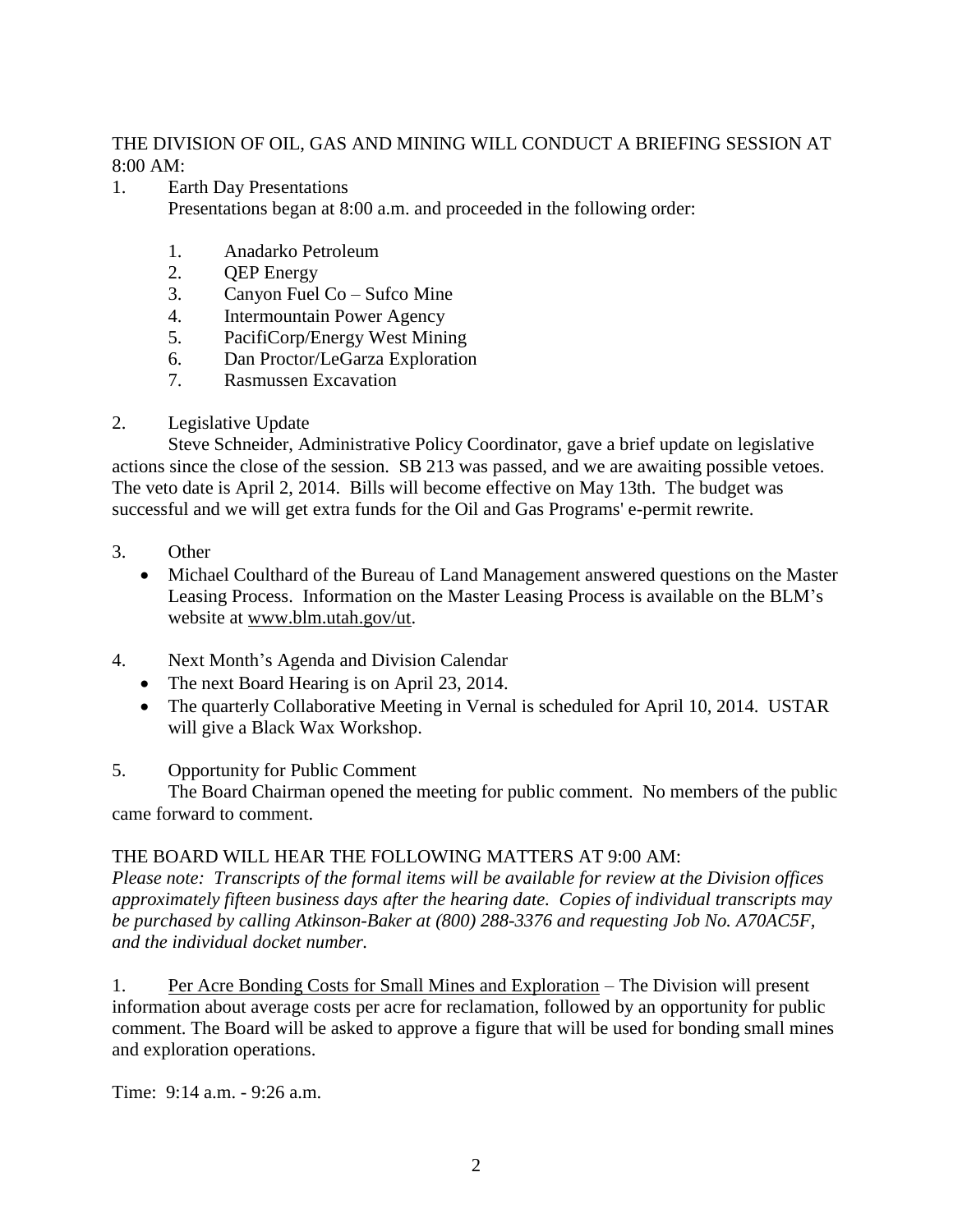THE DIVISION OF OIL, GAS AND MINING WILL CONDUCT A BRIEFING SESSION AT 8:00 AM:

1. Earth Day Presentations

   Presentations began at 8:00 a.m. and proceeded in the following order:

   1. Anadarko Petroleum
   2. QEP Energy
   3. Canyon Fuel Co – Sufco Mine
   4. Intermountain Power Agency
   5. PacifiCorp/Energy West Mining
   6. Dan Proctor/LeGarza Exploration
   7. Rasmussen Excavation

2. Legislative Update

   Steve Schneider, Administrative Policy Coordinator, gave a brief update on legislative actions since the close of the session. SB 213 was passed, and we are awaiting possible vetoes. The veto date is April 2, 2014. Bills will become effective on May 13th. The budget was successful and we will get extra funds for the Oil and Gas Programs' e-permit rewrite.

3. Other
   - Michael Coulthard of the Bureau of Land Management answered questions on the Master Leasing Process. Information on the Master Leasing Process is available on the BLM's website at www.blm.utah.gov/ut.

4. Next Month's Agenda and Division Calendar
   - The next Board Hearing is on April 23, 2014.
   - The quarterly Collaborative Meeting in Vernal is scheduled for April 10, 2014. USTAR will give a Black Wax Workshop.

5. Opportunity for Public Comment

   The Board Chairman opened the meeting for public comment. No members of the public came forward to comment.

THE BOARD WILL HEAR THE FOLLOWING MATTERS AT 9:00 AM:

*Please note: Transcripts of the formal items will be available for review at the Division offices approximately fifteen business days after the hearing date. Copies of individual transcripts may be purchased by calling Atkinson-Baker at (800) 288-3376 and requesting Job No. A70AC5F, and the individual docket number.*

1. Per Acre Bonding Costs for Small Mines and Exploration – The Division will present information about average costs per acre for reclamation, followed by an opportunity for public comment. The Board will be asked to approve a figure that will be used for bonding small mines and exploration operations.

Time: 9:14 a.m. - 9:26 a.m.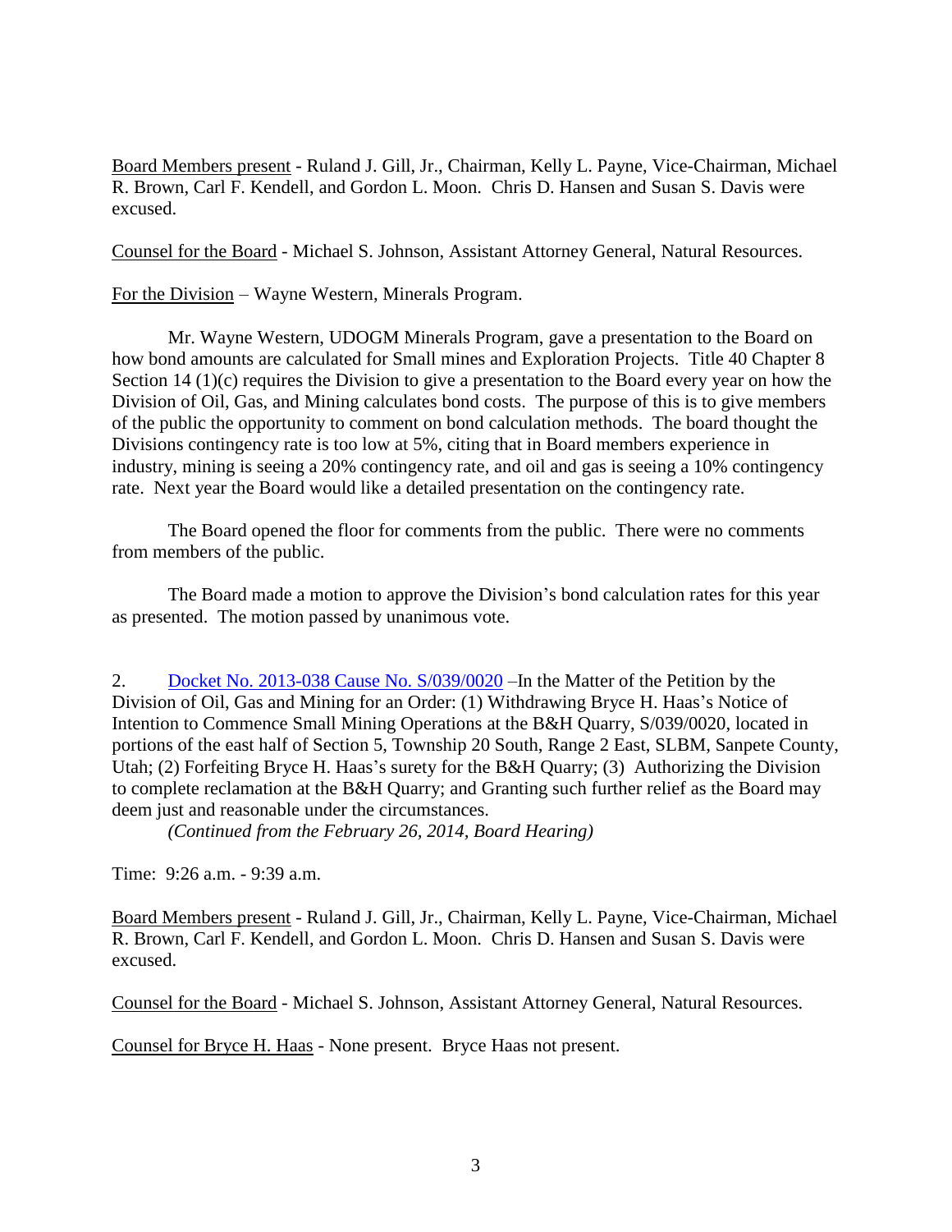Board Members present - Ruland J. Gill, Jr., Chairman, Kelly L. Payne, Vice-Chairman, Michael R. Brown, Carl F. Kendell, and Gordon L. Moon. Chris D. Hansen and Susan S. Davis were excused.

Counsel for the Board - Michael S. Johnson, Assistant Attorney General, Natural Resources.

For the Division – Wayne Western, Minerals Program.

Mr. Wayne Western, UDOGM Minerals Program, gave a presentation to the Board on how bond amounts are calculated for Small mines and Exploration Projects. Title 40 Chapter 8 Section 14 (1)(c) requires the Division to give a presentation to the Board every year on how the Division of Oil, Gas, and Mining calculates bond costs. The purpose of this is to give members of the public the opportunity to comment on bond calculation methods. The board thought the Divisions contingency rate is too low at 5%, citing that in Board members experience in industry, mining is seeing a 20% contingency rate, and oil and gas is seeing a 10% contingency rate. Next year the Board would like a detailed presentation on the contingency rate.

The Board opened the floor for comments from the public. There were no comments from members of the public.

The Board made a motion to approve the Division's bond calculation rates for this year as presented. The motion passed by unanimous vote.

2. Docket No. 2013-038 Cause No. S/039/0020 –In the Matter of the Petition by the Division of Oil, Gas and Mining for an Order: (1) Withdrawing Bryce H. Haas's Notice of Intention to Commence Small Mining Operations at the B&H Quarry, S/039/0020, located in portions of the east half of Section 5, Township 20 South, Range 2 East, SLBM, Sanpete County, Utah; (2) Forfeiting Bryce H. Haas's surety for the B&H Quarry; (3) Authorizing the Division to complete reclamation at the B&H Quarry; and Granting such further relief as the Board may deem just and reasonable under the circumstances.

*(Continued from the February 26, 2014, Board Hearing)*

Time: 9:26 a.m. - 9:39 a.m.

Board Members present - Ruland J. Gill, Jr., Chairman, Kelly L. Payne, Vice-Chairman, Michael R. Brown, Carl F. Kendell, and Gordon L. Moon. Chris D. Hansen and Susan S. Davis were excused.

Counsel for the Board - Michael S. Johnson, Assistant Attorney General, Natural Resources.

Counsel for Bryce H. Haas - None present. Bryce Haas not present.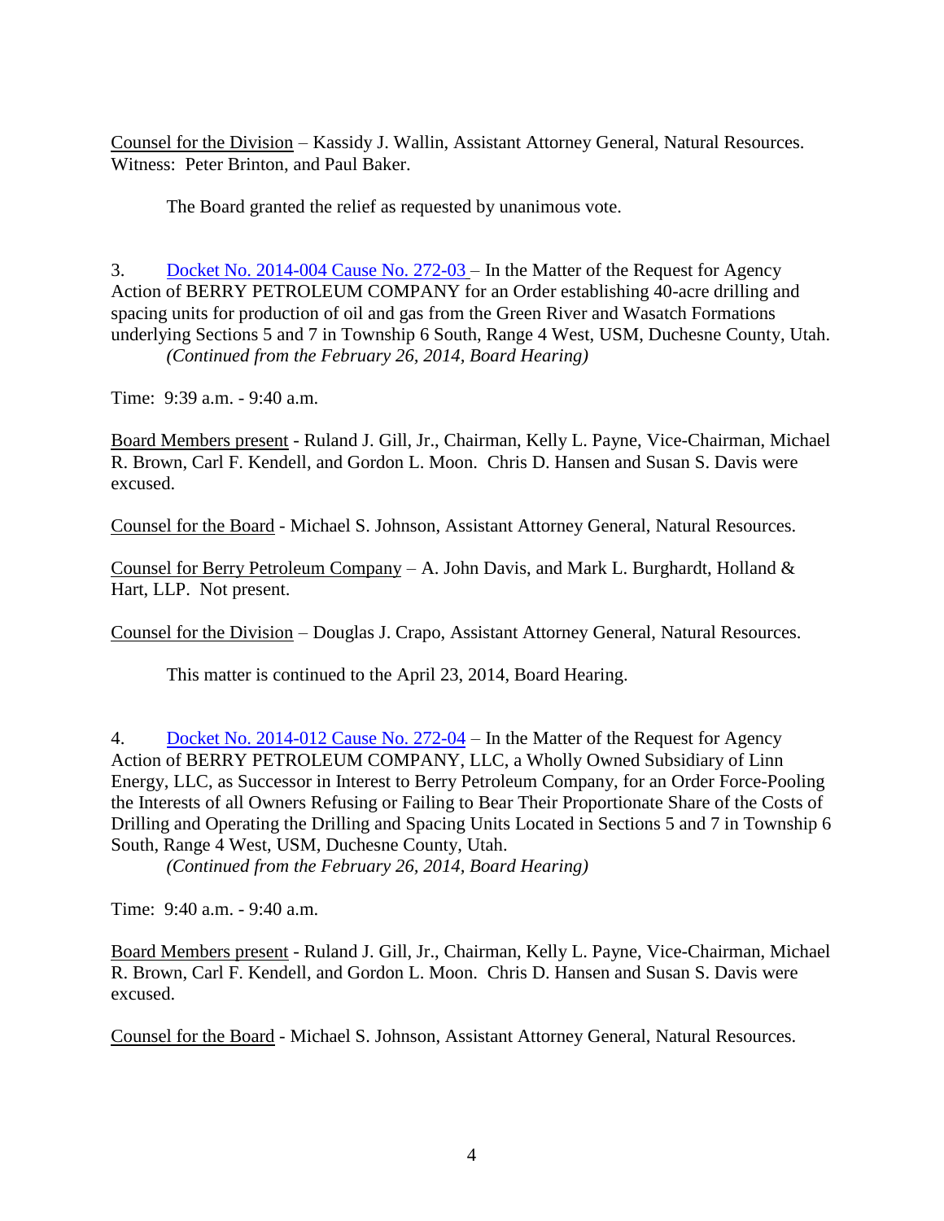Counsel for the Division – Kassidy J. Wallin, Assistant Attorney General, Natural Resources. Witness: Peter Brinton, and Paul Baker.

The Board granted the relief as requested by unanimous vote.

3. [Docket No. 2014-004 Cause No. 272-03](#) – In the Matter of the Request for Agency Action of BERRY PETROLEUM COMPANY for an Order establishing 40-acre drilling and spacing units for production of oil and gas from the Green River and Wasatch Formations underlying Sections 5 and 7 in Township 6 South, Range 4 West, USM, Duchesne County, Utah.
*(Continued from the February 26, 2014, Board Hearing)*

Time: 9:39 a.m. - 9:40 a.m.

Board Members present - Ruland J. Gill, Jr., Chairman, Kelly L. Payne, Vice-Chairman, Michael R. Brown, Carl F. Kendell, and Gordon L. Moon. Chris D. Hansen and Susan S. Davis were excused.

Counsel for the Board - Michael S. Johnson, Assistant Attorney General, Natural Resources.

Counsel for Berry Petroleum Company – A. John Davis, and Mark L. Burghardt, Holland & Hart, LLP. Not present.

Counsel for the Division – Douglas J. Crapo, Assistant Attorney General, Natural Resources.

This matter is continued to the April 23, 2014, Board Hearing.

4. [Docket No. 2014-012 Cause No. 272-04](#) – In the Matter of the Request for Agency Action of BERRY PETROLEUM COMPANY, LLC, a Wholly Owned Subsidiary of Linn Energy, LLC, as Successor in Interest to Berry Petroleum Company, for an Order Force-Pooling the Interests of all Owners Refusing or Failing to Bear Their Proportionate Share of the Costs of Drilling and Operating the Drilling and Spacing Units Located in Sections 5 and 7 in Township 6 South, Range 4 West, USM, Duchesne County, Utah.
*(Continued from the February 26, 2014, Board Hearing)*

Time: 9:40 a.m. - 9:40 a.m.

Board Members present - Ruland J. Gill, Jr., Chairman, Kelly L. Payne, Vice-Chairman, Michael R. Brown, Carl F. Kendell, and Gordon L. Moon. Chris D. Hansen and Susan S. Davis were excused.

Counsel for the Board - Michael S. Johnson, Assistant Attorney General, Natural Resources.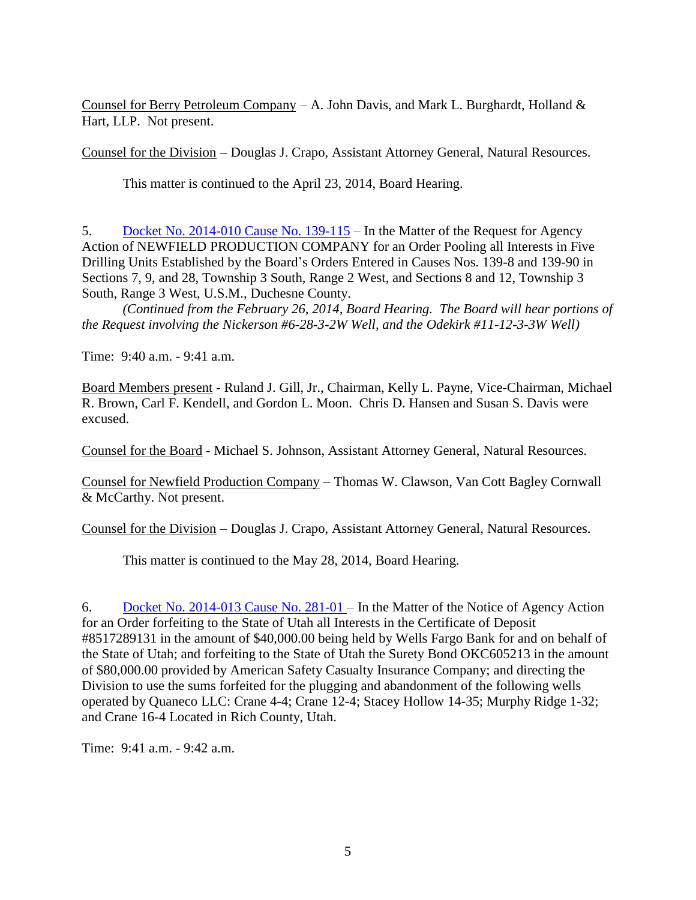Counsel for Berry Petroleum Company – A. John Davis, and Mark L. Burghardt, Holland & Hart, LLP. Not present.

Counsel for the Division – Douglas J. Crapo, Assistant Attorney General, Natural Resources.

This matter is continued to the April 23, 2014, Board Hearing.

5. Docket No. 2014-010 Cause No. 139-115 – In the Matter of the Request for Agency Action of NEWFIELD PRODUCTION COMPANY for an Order Pooling all Interests in Five Drilling Units Established by the Board's Orders Entered in Causes Nos. 139-8 and 139-90 in Sections 7, 9, and 28, Township 3 South, Range 2 West, and Sections 8 and 12, Township 3 South, Range 3 West, U.S.M., Duchesne County.

*(Continued from the February 26, 2014, Board Hearing. The Board will hear portions of the Request involving the Nickerson #6-28-3-2W Well, and the Odekirk #11-12-3-3W Well)*

Time: 9:40 a.m. - 9:41 a.m.

Board Members present - Ruland J. Gill, Jr., Chairman, Kelly L. Payne, Vice-Chairman, Michael R. Brown, Carl F. Kendell, and Gordon L. Moon. Chris D. Hansen and Susan S. Davis were excused.

Counsel for the Board - Michael S. Johnson, Assistant Attorney General, Natural Resources.

Counsel for Newfield Production Company – Thomas W. Clawson, Van Cott Bagley Cornwall & McCarthy. Not present.

Counsel for the Division – Douglas J. Crapo, Assistant Attorney General, Natural Resources.

This matter is continued to the May 28, 2014, Board Hearing.

6. Docket No. 2014-013 Cause No. 281-01 – In the Matter of the Notice of Agency Action for an Order forfeiting to the State of Utah all Interests in the Certificate of Deposit #8517289131 in the amount of $40,000.00 being held by Wells Fargo Bank for and on behalf of the State of Utah; and forfeiting to the State of Utah the Surety Bond OKC605213 in the amount of $80,000.00 provided by American Safety Casualty Insurance Company; and directing the Division to use the sums forfeited for the plugging and abandonment of the following wells operated by Quaneco LLC: Crane 4-4; Crane 12-4; Stacey Hollow 14-35; Murphy Ridge 1-32; and Crane 16-4 Located in Rich County, Utah.

Time: 9:41 a.m. - 9:42 a.m.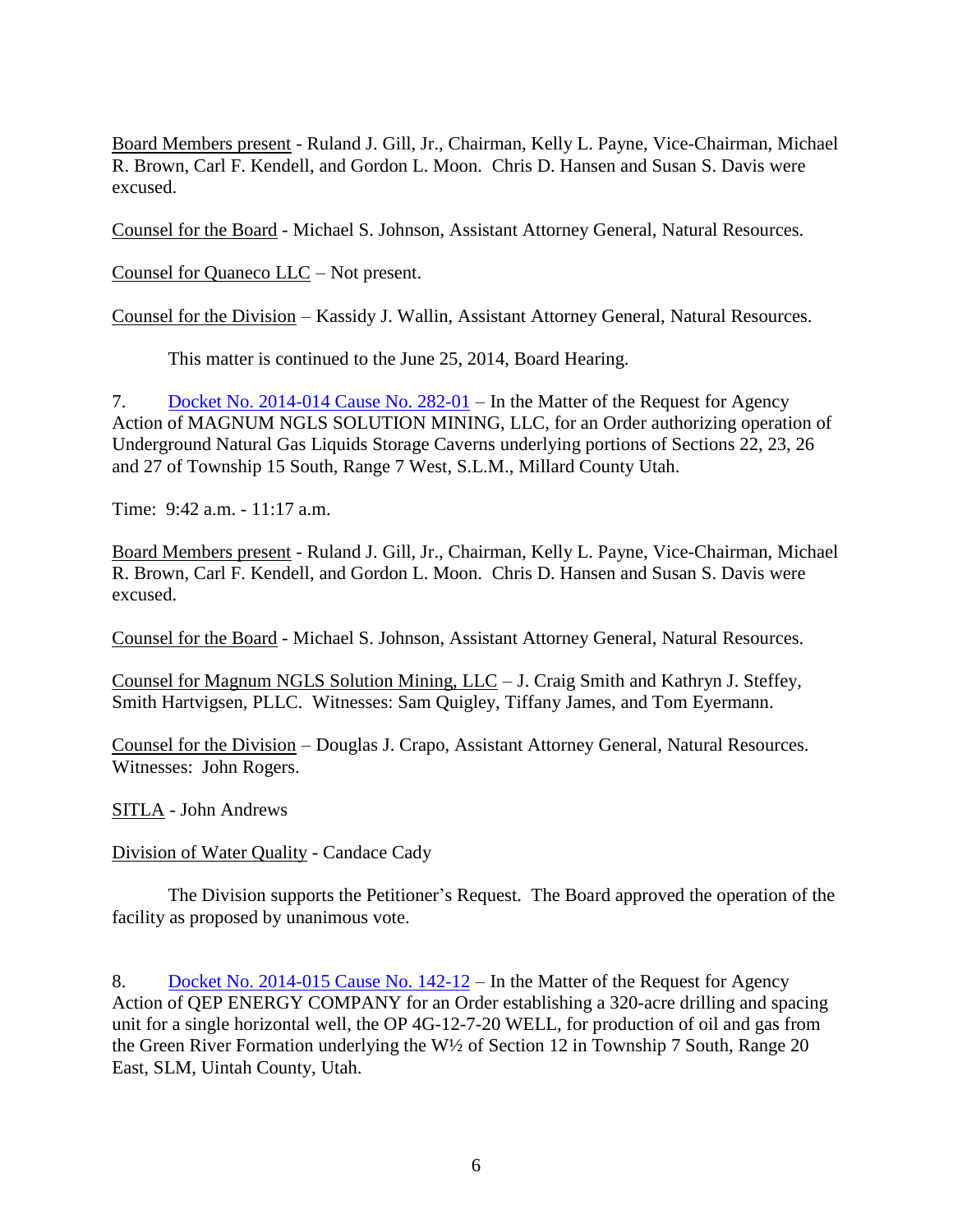Board Members present - Ruland J. Gill, Jr., Chairman, Kelly L. Payne, Vice-Chairman, Michael R. Brown, Carl F. Kendell, and Gordon L. Moon. Chris D. Hansen and Susan S. Davis were excused.

Counsel for the Board - Michael S. Johnson, Assistant Attorney General, Natural Resources.

Counsel for Quaneco LLC – Not present.

Counsel for the Division – Kassidy J. Wallin, Assistant Attorney General, Natural Resources.

This matter is continued to the June 25, 2014, Board Hearing.

7. Docket No. 2014-014 Cause No. 282-01 – In the Matter of the Request for Agency Action of MAGNUM NGLS SOLUTION MINING, LLC, for an Order authorizing operation of Underground Natural Gas Liquids Storage Caverns underlying portions of Sections 22, 23, 26 and 27 of Township 15 South, Range 7 West, S.L.M., Millard County Utah.

Time: 9:42 a.m. - 11:17 a.m.

Board Members present - Ruland J. Gill, Jr., Chairman, Kelly L. Payne, Vice-Chairman, Michael R. Brown, Carl F. Kendell, and Gordon L. Moon. Chris D. Hansen and Susan S. Davis were excused.

Counsel for the Board - Michael S. Johnson, Assistant Attorney General, Natural Resources.

Counsel for Magnum NGLS Solution Mining, LLC – J. Craig Smith and Kathryn J. Steffey, Smith Hartvigsen, PLLC. Witnesses: Sam Quigley, Tiffany James, and Tom Eyermann.

Counsel for the Division – Douglas J. Crapo, Assistant Attorney General, Natural Resources. Witnesses: John Rogers.

SITLA - John Andrews

Division of Water Quality - Candace Cady

The Division supports the Petitioner's Request. The Board approved the operation of the facility as proposed by unanimous vote.

8. Docket No. 2014-015 Cause No. 142-12 – In the Matter of the Request for Agency Action of QEP ENERGY COMPANY for an Order establishing a 320-acre drilling and spacing unit for a single horizontal well, the OP 4G-12-7-20 WELL, for production of oil and gas from the Green River Formation underlying the W½ of Section 12 in Township 7 South, Range 20 East, SLM, Uintah County, Utah.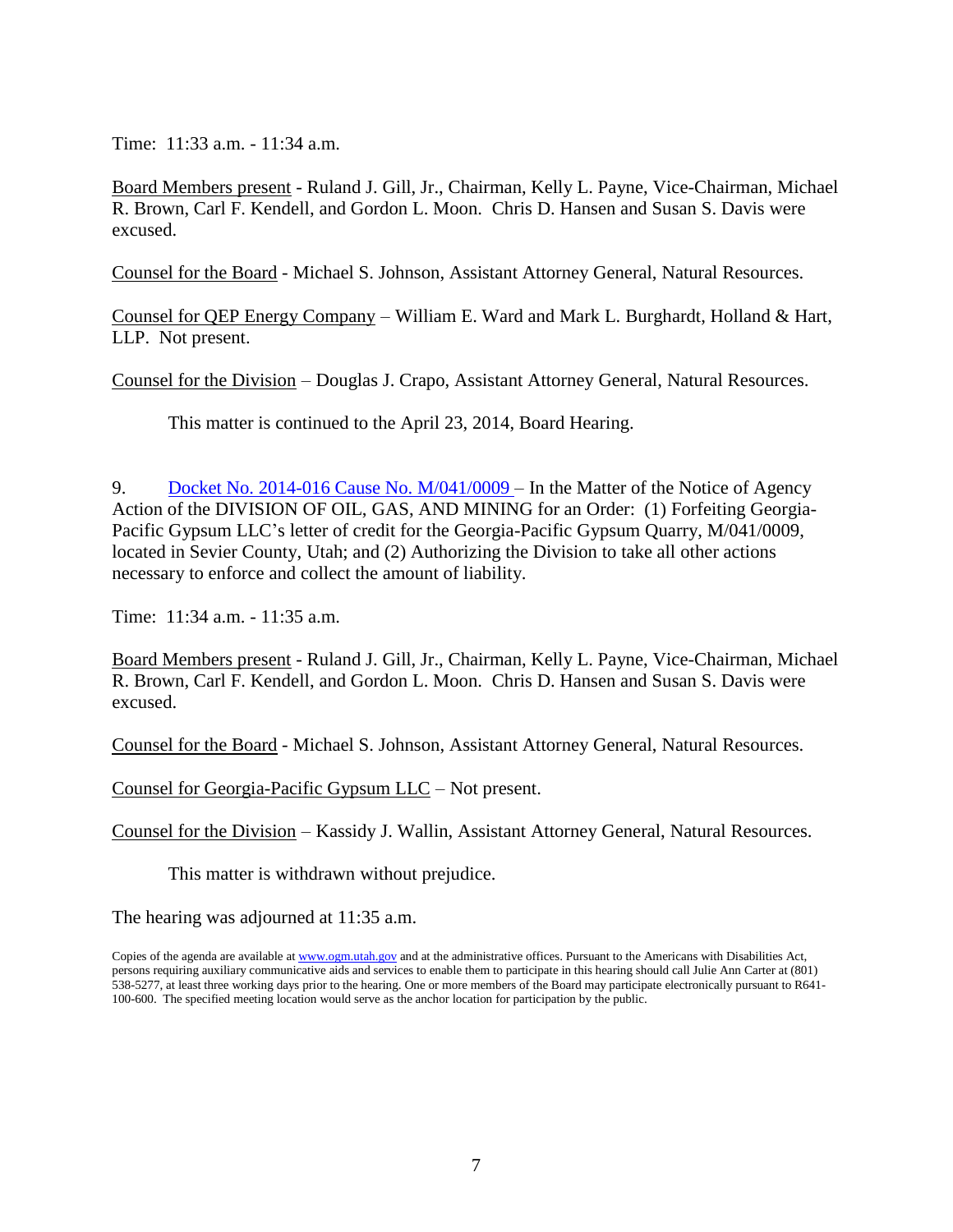Time: 11:33 a.m. - 11:34 a.m.

Board Members present - Ruland J. Gill, Jr., Chairman, Kelly L. Payne, Vice-Chairman, Michael R. Brown, Carl F. Kendell, and Gordon L. Moon. Chris D. Hansen and Susan S. Davis were excused.

Counsel for the Board - Michael S. Johnson, Assistant Attorney General, Natural Resources.

Counsel for QEP Energy Company – William E. Ward and Mark L. Burghardt, Holland & Hart, LLP. Not present.

Counsel for the Division – Douglas J. Crapo, Assistant Attorney General, Natural Resources.

This matter is continued to the April 23, 2014, Board Hearing.

9. Docket No. 2014-016 Cause No. M/041/0009 – In the Matter of the Notice of Agency Action of the DIVISION OF OIL, GAS, AND MINING for an Order: (1) Forfeiting Georgia-Pacific Gypsum LLC's letter of credit for the Georgia-Pacific Gypsum Quarry, M/041/0009, located in Sevier County, Utah; and (2) Authorizing the Division to take all other actions necessary to enforce and collect the amount of liability.

Time: 11:34 a.m. - 11:35 a.m.

Board Members present - Ruland J. Gill, Jr., Chairman, Kelly L. Payne, Vice-Chairman, Michael R. Brown, Carl F. Kendell, and Gordon L. Moon. Chris D. Hansen and Susan S. Davis were excused.

Counsel for the Board - Michael S. Johnson, Assistant Attorney General, Natural Resources.

Counsel for Georgia-Pacific Gypsum LLC – Not present.

Counsel for the Division – Kassidy J. Wallin, Assistant Attorney General, Natural Resources.

This matter is withdrawn without prejudice.

The hearing was adjourned at 11:35 a.m.

Copies of the agenda are available at www.ogm.utah.gov and at the administrative offices. Pursuant to the Americans with Disabilities Act, persons requiring auxiliary communicative aids and services to enable them to participate in this hearing should call Julie Ann Carter at (801) 538-5277, at least three working days prior to the hearing. One or more members of the Board may participate electronically pursuant to R641-100-600. The specified meeting location would serve as the anchor location for participation by the public.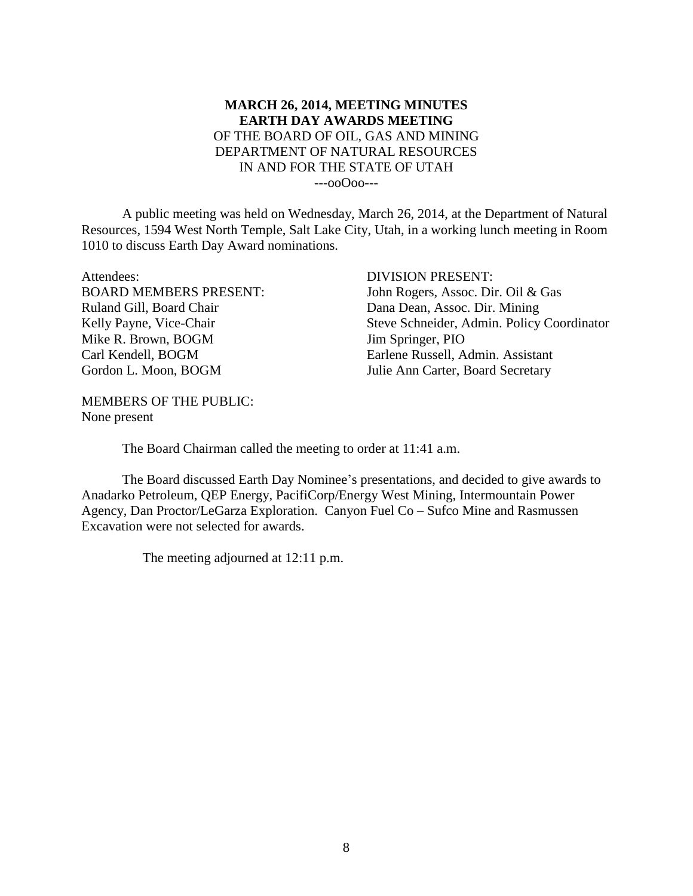**MARCH 26, 2014, MEETING MINUTES**
**EARTH DAY AWARDS MEETING**
OF THE BOARD OF OIL, GAS AND MINING
DEPARTMENT OF NATURAL RESOURCES
IN AND FOR THE STATE OF UTAH
---ooOoo---

A public meeting was held on Wednesday, March 26, 2014, at the Department of Natural Resources, 1594 West North Temple, Salt Lake City, Utah, in a working lunch meeting in Room 1010 to discuss Earth Day Award nominations.

Attendees:
BOARD MEMBERS PRESENT:
Ruland Gill, Board Chair
Kelly Payne, Vice-Chair
Mike R. Brown, BOGM
Carl Kendell, BOGM
Gordon L. Moon, BOGM

DIVISION PRESENT:
John Rogers, Assoc. Dir. Oil & Gas
Dana Dean, Assoc. Dir. Mining
Steve Schneider, Admin. Policy Coordinator
Jim Springer, PIO
Earlene Russell, Admin. Assistant
Julie Ann Carter, Board Secretary

MEMBERS OF THE PUBLIC:
None present

The Board Chairman called the meeting to order at 11:41 a.m.

The Board discussed Earth Day Nominee's presentations, and decided to give awards to Anadarko Petroleum, QEP Energy, PacifiCorp/Energy West Mining, Intermountain Power Agency, Dan Proctor/LeGarza Exploration. Canyon Fuel Co – Sufco Mine and Rasmussen Excavation were not selected for awards.

The meeting adjourned at 12:11 p.m.